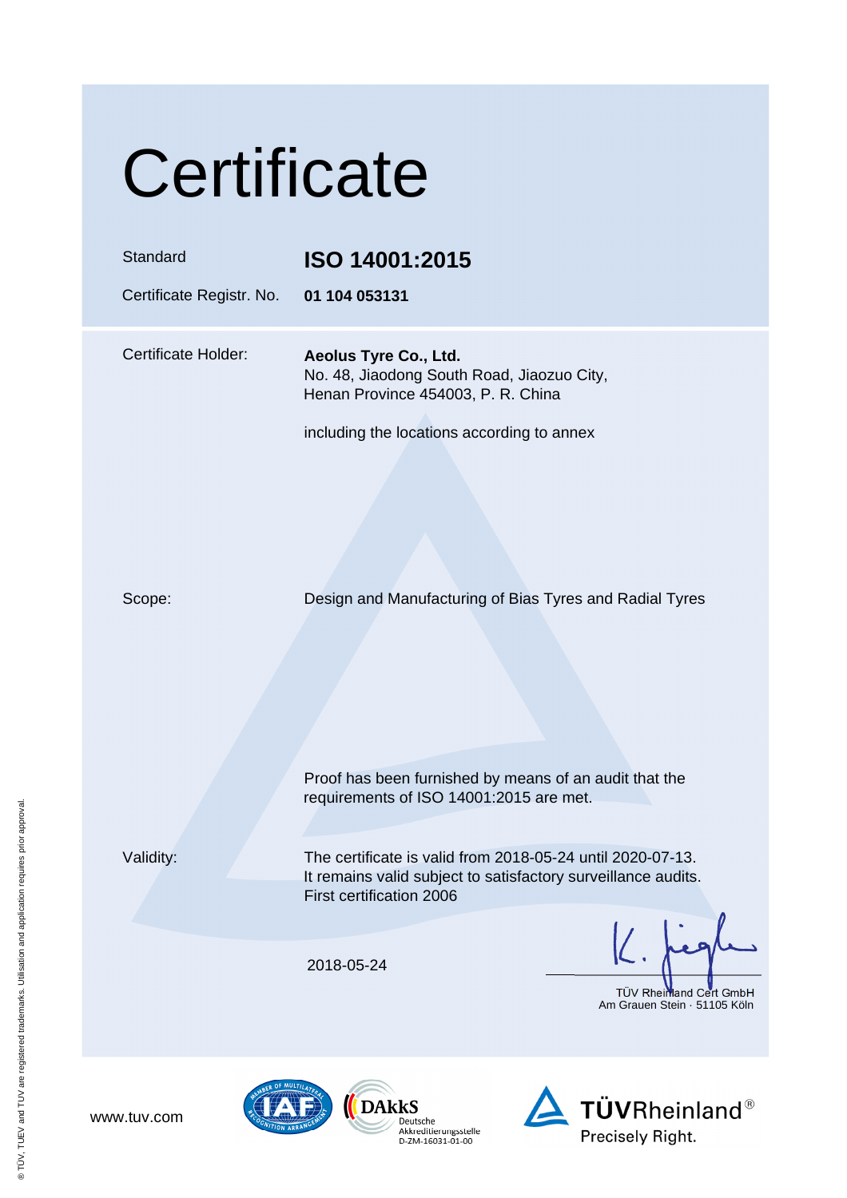# Certificate

| | |
|---|---|
| Standard | **ISO 14001:2015** |
| Certificate Registr. No. | **01 104 053131** |

Certificate Holder: **Aeolus Tyre Co., Ltd.**
No. 48, Jiaodong South Road, Jiaozuo City,
Henan Province 454003, P. R. China

including the locations according to annex

Scope: Design and Manufacturing of Bias Tyres and Radial Tyres

Proof has been furnished by means of an audit that the requirements of ISO 14001:2015 are met.

Validity: The certificate is valid from 2018-05-24 until 2020-07-13.
It remains valid subject to satisfactory surveillance audits.
First certification 2006

2018-05-24

TÜV Rheinland Cert GmbH
Am Grauen Stein · 51105 Köln

www.tuv.com

DAkkS Deutsche Akkreditierungsstelle D-ZM-16031-01-00

TÜVRheinland® Precisely Right.

® TÜV, TUEV and TUV are registered trademarks. Utilisation and application requires prior approval.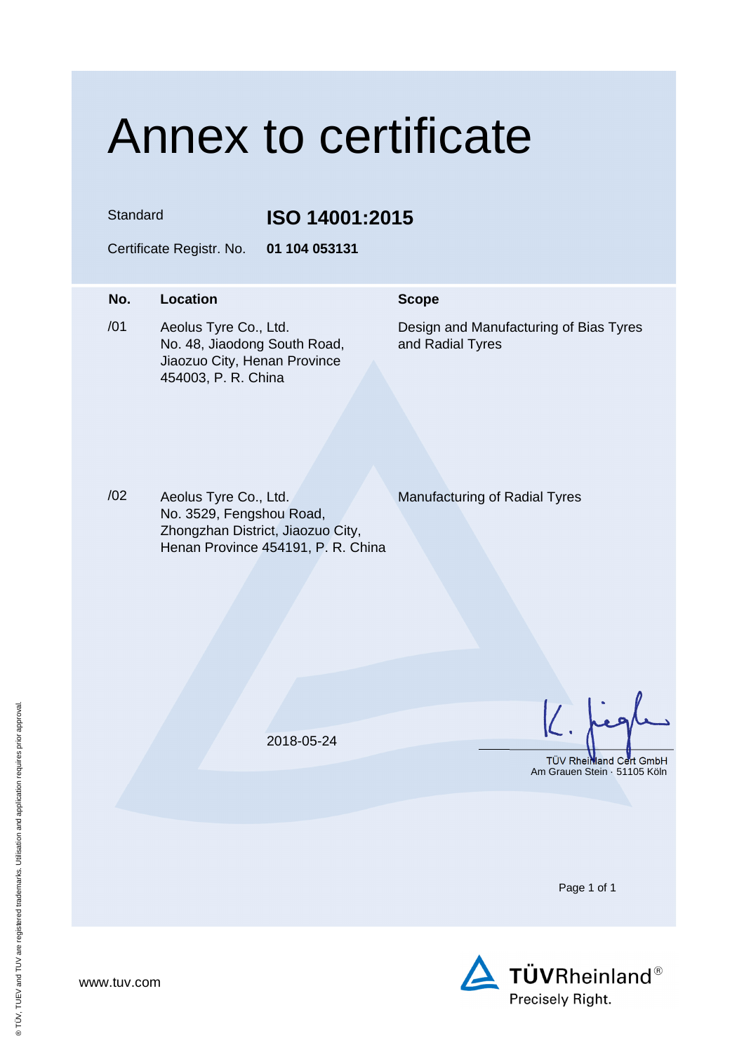# Annex to certificate

Standard **ISO 14001:2015**

Certificate Registr. No. **01 104 053131**

| No. | Location | Scope |
| --- | --- | --- |
| /01 | Aeolus Tyre Co., Ltd.<br>No. 48, Jiaodong South Road,<br>Jiaozuo City, Henan Province<br>454003, P. R. China | Design and Manufacturing of Bias Tyres and Radial Tyres |
| /02 | Aeolus Tyre Co., Ltd.<br>No. 3529, Fengshou Road,<br>Zhongzhan District, Jiaozuo City,<br>Henan Province 454191, P. R. China | Manufacturing of Radial Tyres |

2018-05-24

TÜV Rheinland Cert GmbH
Am Grauen Stein · 51105 Köln

www.tuv.com

TÜVRheinland®
Precisely Right.

® TÜV, TUEV and TUV are registered trademarks. Utilisation and application requires prior approval.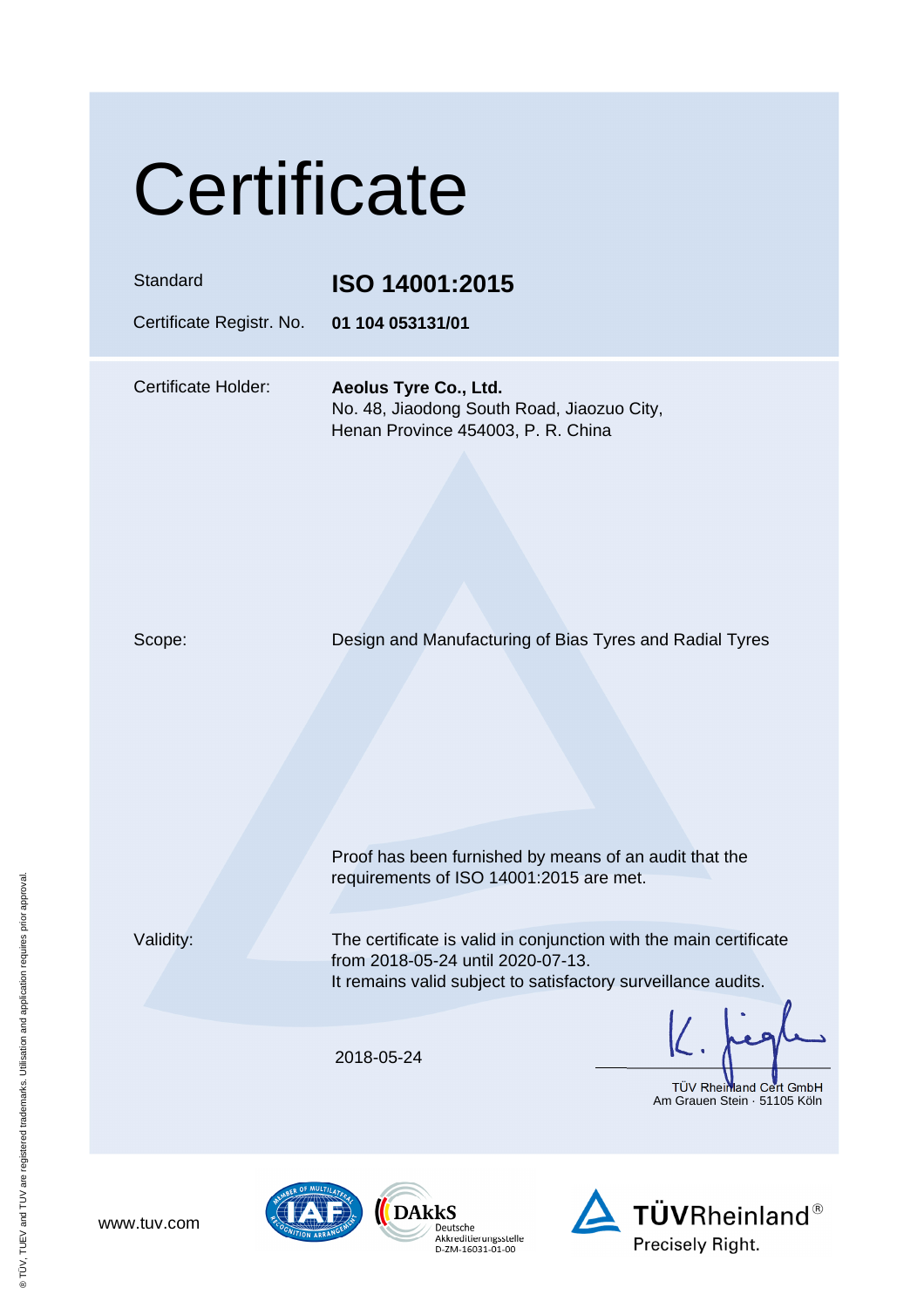# Certificate

| | |
|---|---|
| Standard | **ISO 14001:2015** |
| Certificate Registr. No. | **01 104 053131/01** |

| | |
|---|---|
| Certificate Holder: | **Aeolus Tyre Co., Ltd.**<br>No. 48, Jiaodong South Road, Jiaozuo City,<br>Henan Province 454003, P. R. China |
| Scope: | Design and Manufacturing of Bias Tyres and Radial Tyres |
| | Proof has been furnished by means of an audit that the requirements of ISO 14001:2015 are met. |
| Validity: | The certificate is valid in conjunction with the main certificate from 2018-05-24 until 2020-07-13.<br>It remains valid subject to satisfactory surveillance audits. |

2018-05-24

TÜV Rheinland Cert GmbH
Am Grauen Stein · 51105 Köln

www.tuv.com

DAkkS Deutsche Akkreditierungsstelle D-ZM-16031-01-00

TÜVRheinland®
Precisely Right.

® TÜV, TUEV and TUV are registered trademarks. Utilisation and application requires prior approval.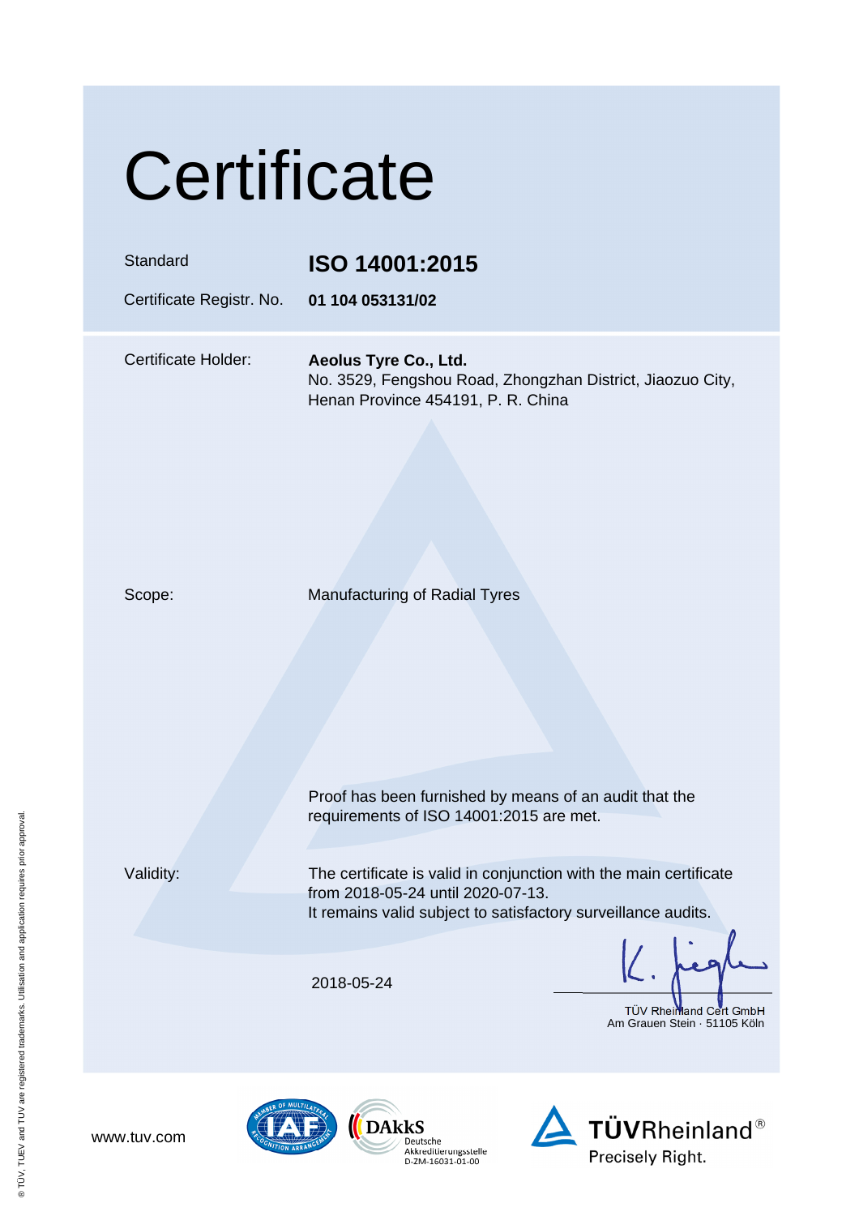# Certificate

Standard **ISO 14001:2015**

Certificate Registr. No. **01 104 053131/02**

Certificate Holder: **Aeolus Tyre Co., Ltd.**
No. 3529, Fengshou Road, Zhongzhan District, Jiaozuo City, Henan Province 454191, P. R. China

Scope: Manufacturing of Radial Tyres

Proof has been furnished by means of an audit that the requirements of ISO 14001:2015 are met.

Validity: The certificate is valid in conjunction with the main certificate from 2018-05-24 until 2020-07-13.
It remains valid subject to satisfactory surveillance audits.

2018-05-24

TÜV Rheinland Cert GmbH
Am Grauen Stein · 51105 Köln

www.tuv.com

DAkkS Deutsche Akkreditierungsstelle D-ZM-16031-01-00

TÜVRheinland®
Precisely Right.

® TÜV, TUEV and TUV are registered trademarks. Utilisation and application requires prior approval.